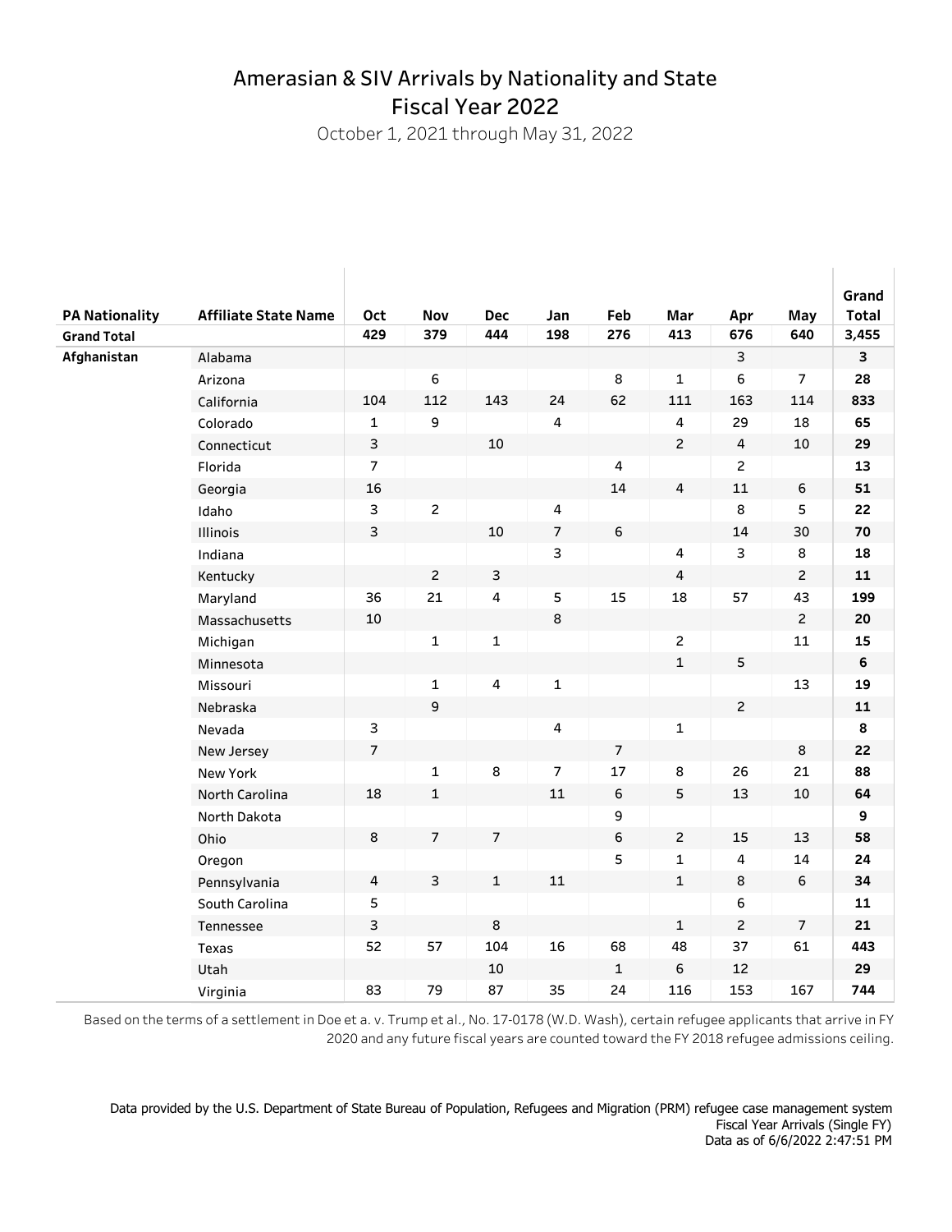# Amerasian & SIV Arrivals by Nationality and State
# Fiscal Year 2022

October 1, 2021 through May 31, 2022

| PA Nationality | Affiliate State Name | Oct | Nov | Dec | Jan | Feb | Mar | Apr | May | Grand Total |
|---|---|---|---|---|---|---|---|---|---|---|
| **Grand Total** | | **429** | **379** | **444** | **198** | **276** | **413** | **676** | **640** | **3,455** |
| **Afghanistan** | Alabama | | | | | | | 3 | | **3** |
| | Arizona | | 6 | | | 8 | 1 | 6 | 7 | **28** |
| | California | 104 | 112 | 143 | 24 | 62 | 111 | 163 | 114 | **833** |
| | Colorado | 1 | 9 | | 4 | | 4 | 29 | 18 | **65** |
| | Connecticut | 3 | | 10 | | | 2 | 4 | 10 | **29** |
| | Florida | 7 | | | | 4 | | 2 | | **13** |
| | Georgia | 16 | | | | 14 | 4 | 11 | 6 | **51** |
| | Idaho | 3 | 2 | | 4 | | | 8 | 5 | **22** |
| | Illinois | 3 | | 10 | 7 | 6 | | 14 | 30 | **70** |
| | Indiana | | | | 3 | | 4 | 3 | 8 | **18** |
| | Kentucky | | 2 | 3 | | | 4 | | 2 | **11** |
| | Maryland | 36 | 21 | 4 | 5 | 15 | 18 | 57 | 43 | **199** |
| | Massachusetts | 10 | | | 8 | | | | 2 | **20** |
| | Michigan | | 1 | 1 | | | 2 | | 11 | **15** |
| | Minnesota | | | | | | 1 | 5 | | **6** |
| | Missouri | | 1 | 4 | 1 | | | | 13 | **19** |
| | Nebraska | | 9 | | | | | 2 | | **11** |
| | Nevada | 3 | | | 4 | | 1 | | | **8** |
| | New Jersey | 7 | | | | 7 | | | 8 | **22** |
| | New York | | 1 | 8 | 7 | 17 | 8 | 26 | 21 | **88** |
| | North Carolina | 18 | 1 | | 11 | 6 | 5 | 13 | 10 | **64** |
| | North Dakota | | | | | 9 | | | | **9** |
| | Ohio | 8 | 7 | 7 | | 6 | 2 | 15 | 13 | **58** |
| | Oregon | | | | | 5 | 1 | 4 | 14 | **24** |
| | Pennsylvania | 4 | 3 | 1 | 11 | | 1 | 8 | 6 | **34** |
| | South Carolina | 5 | | | | | | 6 | | **11** |
| | Tennessee | 3 | | 8 | | | 1 | 2 | 7 | **21** |
| | Texas | 52 | 57 | 104 | 16 | 68 | 48 | 37 | 61 | **443** |
| | Utah | | | 10 | | 1 | 6 | 12 | | **29** |
| | Virginia | 83 | 79 | 87 | 35 | 24 | 116 | 153 | 167 | **744** |

Based on the terms of a settlement in Doe et a. v. Trump et al., No. 17-0178 (W.D. Wash), certain refugee applicants that arrive in FY 2020 and any future fiscal years are counted toward the FY 2018 refugee admissions ceiling.

Data provided by the U.S. Department of State Bureau of Population, Refugees and Migration (PRM) refugee case management system
Fiscal Year Arrivals (Single FY)
Data as of 6/6/2022 2:47:51 PM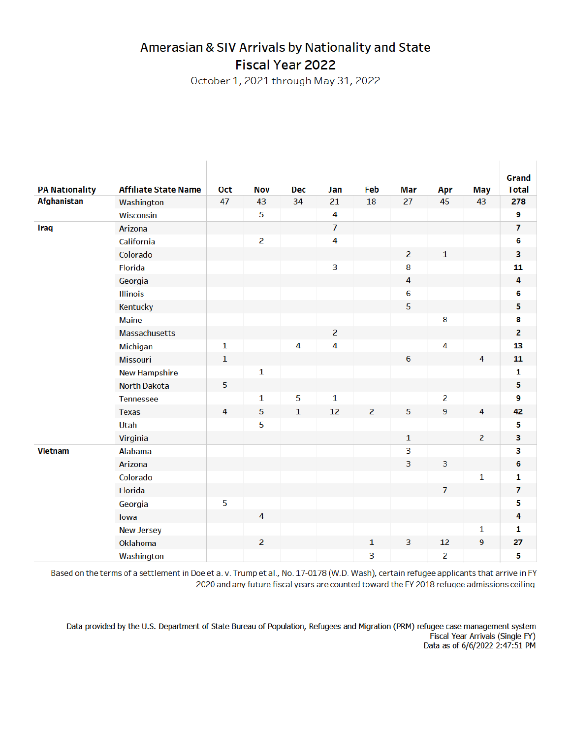# Amerasian & SIV Arrivals by Nationality and State
## Fiscal Year 2022
October 1, 2021 through May 31, 2022

| PA Nationality | Affiliate State Name | Oct | Nov | Dec | Jan | Feb | Mar | Apr | May | Grand Total |
|---|---|---|---|---|---|---|---|---|---|---|
| **Afghanistan** | Washington | 47 | 43 | 34 | 21 | 18 | 27 | 45 | 43 | **278** |
| | Wisconsin | | 5 | | 4 | | | | | **9** |
| **Iraq** | Arizona | | | | 7 | | | | | **7** |
| | California | | 2 | | 4 | | | | | **6** |
| | Colorado | | | | | | 2 | 1 | | **3** |
| | Florida | | | | 3 | | 8 | | | **11** |
| | Georgia | | | | | | 4 | | | **4** |
| | Illinois | | | | | | 6 | | | **6** |
| | Kentucky | | | | | | 5 | | | **5** |
| | Maine | | | | | | | 8 | | **8** |
| | Massachusetts | | | | 2 | | | | | **2** |
| | Michigan | 1 | | 4 | 4 | | | 4 | | **13** |
| | Missouri | 1 | | | | | 6 | | 4 | **11** |
| | New Hampshire | | 1 | | | | | | | **1** |
| | North Dakota | 5 | | | | | | | | **5** |
| | Tennessee | | 1 | 5 | 1 | | | 2 | | **9** |
| | Texas | 4 | 5 | 1 | 12 | 2 | 5 | 9 | 4 | **42** |
| | Utah | | 5 | | | | | | | **5** |
| | Virginia | | | | | | 1 | | 2 | **3** |
| **Vietnam** | Alabama | | | | | | 3 | | | **3** |
| | Arizona | | | | | | 3 | 3 | | **6** |
| | Colorado | | | | | | | | 1 | **1** |
| | Florida | | | | | | | 7 | | **7** |
| | Georgia | 5 | | | | | | | | **5** |
| | Iowa | | 4 | | | | | | | **4** |
| | New Jersey | | | | | | | | 1 | **1** |
| | Oklahoma | | 2 | | | 1 | 3 | 12 | 9 | **27** |
| | Washington | | | | | 3 | | 2 | | **5** |

Based on the terms of a settlement in Doe et a. v. Trump et al., No. 17-0178 (W.D. Wash), certain refugee applicants that arrive in FY 2020 and any future fiscal years are counted toward the FY 2018 refugee admissions ceiling.

Data provided by the U.S. Department of State Bureau of Population, Refugees and Migration (PRM) refugee case management system
Fiscal Year Arrivals (Single FY)
Data as of 6/6/2022 2:47:51 PM